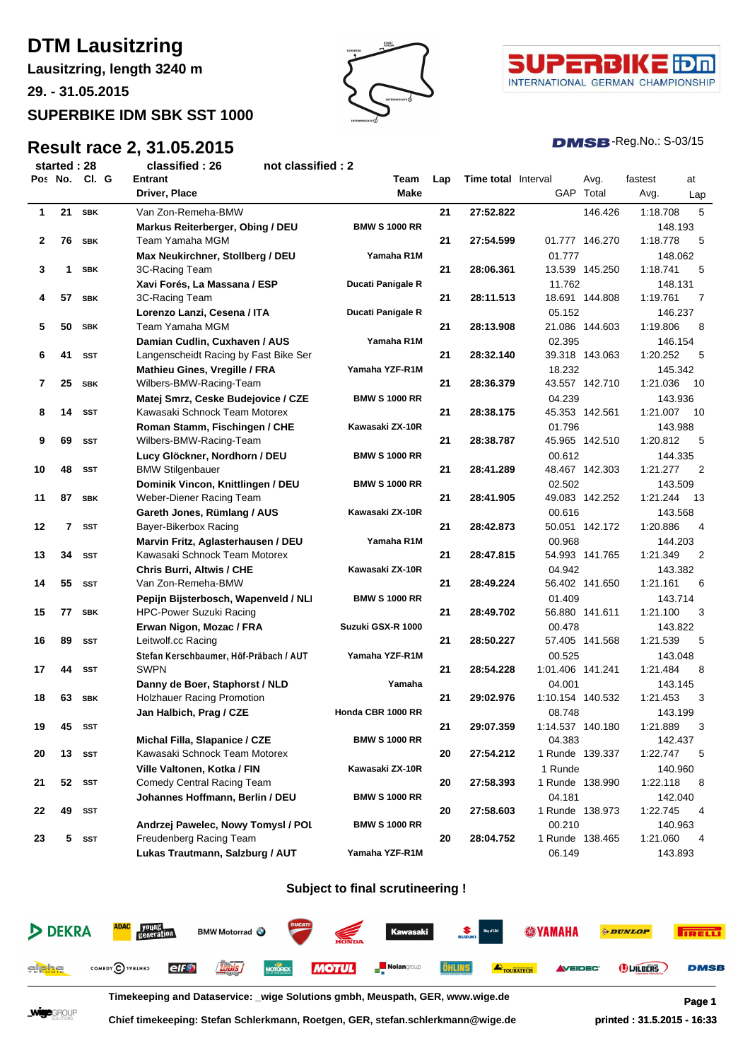# DTM Lausitzring

**Lausitzring, length 3240 m**

**29. - 31.05.2015**

**SUPERBIKE IDM SBK SST 1000**

SUPERBIKE IDM INTERNATIONAL GERMAN CHAMPIONSHIP

## Result race 2, 31.05.2015

DMSB-Reg.No.: S-03/15

started : 28 | classified : 26 | not classified : 2

| Pos | No. | Cl. | G | Entrant / Driver, Place | Team / Make | Lap | Time total | Interval / GAP | Avg. Total | fastest / Avg. | at Lap |
|---|---|---|---|---|---|---|---|---|---|---|---|
| 1 | 21 | SBK | | Van Zon-Remeha-BMW<br>**Markus Reiterberger, Obing / DEU** | **BMW S 1000 RR** | 21 | **27:52.822** | | 146.426 | 1:18.708<br>148.193 | 5 |
| 2 | 76 | SBK | | Team Yamaha MGM<br>**Max Neukirchner, Stollberg / DEU** | **Yamaha R1M** | 21 | **27:54.599** | 01.777<br>01.777 | 146.270 | 1:18.778<br>148.062 | 5 |
| 3 | 1 | SBK | | 3C-Racing Team<br>**Xavi Forés, La Massana / ESP** | **Ducati Panigale R** | 21 | **28:06.361** | 13.539<br>11.762 | 145.250 | 1:18.741<br>148.131 | 5 |
| 4 | 57 | SBK | | 3C-Racing Team<br>**Lorenzo Lanzi, Cesena / ITA** | **Ducati Panigale R** | 21 | **28:11.513** | 18.691<br>05.152 | 144.808 | 1:19.761<br>146.237 | 7 |
| 5 | 50 | SBK | | Team Yamaha MGM<br>**Damian Cudlin, Cuxhaven / AUS** | **Yamaha R1M** | 21 | **28:13.908** | 21.086<br>02.395 | 144.603 | 1:19.806<br>146.154 | 8 |
| 6 | 41 | SST | | Langenscheidt Racing by Fast Bike Ser<br>**Mathieu Gines, Vregille / FRA** | **Yamaha YZF-R1M** | 21 | **28:32.140** | 39.318<br>18.232 | 143.063 | 1:20.252<br>145.342 | 5 |
| 7 | 25 | SBK | | Wilbers-BMW-Racing-Team<br>**Matej Smrz, Ceske Budejovice / CZE** | **BMW S 1000 RR** | 21 | **28:36.379** | 43.557<br>04.239 | 142.710 | 1:21.036<br>143.936 | 10 |
| 8 | 14 | SST | | Kawasaki Schnock Team Motorex<br>**Roman Stamm, Fischingen / CHE** | **Kawasaki ZX-10R** | 21 | **28:38.175** | 45.353<br>01.796 | 142.561 | 1:21.007<br>143.988 | 10 |
| 9 | 69 | SST | | Wilbers-BMW-Racing-Team<br>**Lucy Glöckner, Nordhorn / DEU** | **BMW S 1000 RR** | 21 | **28:38.787** | 45.965<br>00.612 | 142.510 | 1:20.812<br>144.335 | 5 |
| 10 | 48 | SST | | BMW Stilgenbauer<br>**Dominik Vincon, Knittlingen / DEU** | **BMW S 1000 RR** | 21 | **28:41.289** | 48.467<br>02.502 | 142.303 | 1:21.277<br>143.509 | 2 |
| 11 | 87 | SBK | | Weber-Diener Racing Team<br>**Gareth Jones, Rümlang / AUS** | **Kawasaki ZX-10R** | 21 | **28:41.905** | 49.083<br>00.616 | 142.252 | 1:21.244<br>143.568 | 13 |
| 12 | 7 | SST | | Bayer-Bikerbox Racing<br>**Marvin Fritz, Aglasterhausen / DEU** | **Yamaha R1M** | 21 | **28:42.873** | 50.051<br>00.968 | 142.172 | 1:20.886<br>144.203 | 4 |
| 13 | 34 | SST | | Kawasaki Schnock Team Motorex<br>**Chris Burri, Altwis / CHE** | **Kawasaki ZX-10R** | 21 | **28:47.815** | 54.993<br>04.942 | 141.765 | 1:21.349<br>143.382 | 2 |
| 14 | 55 | SST | | Van Zon-Remeha-BMW<br>**Pepijn Bijsterbosch, Wapenveld / NLI** | **BMW S 1000 RR** | 21 | **28:49.224** | 56.402<br>01.409 | 141.650 | 1:21.161<br>143.714 | 6 |
| 15 | 77 | SBK | | HPC-Power Suzuki Racing<br>**Erwan Nigon, Mozac / FRA** | **Suzuki GSX-R 1000** | 21 | **28:49.702** | 56.880<br>00.478 | 141.611 | 1:21.100<br>143.822 | 3 |
| 16 | 89 | SST | | Leitwolf.cc Racing<br>**Stefan Kerschbaumer, Höf-Präbach / AUT** | **Yamaha YZF-R1M** | 21 | **28:50.227** | 57.405<br>00.525 | 141.568 | 1:21.539<br>143.048 | 5 |
| 17 | 44 | SST | | SWPN<br>**Danny de Boer, Staphorst / NLD** | **Yamaha** | 21 | **28:54.228** | 1:01.406<br>04.001 | 141.241 | 1:21.484<br>143.145 | 8 |
| 18 | 63 | SBK | | Holzhauer Racing Promotion<br>**Jan Halbich, Prag / CZE** | **Honda CBR 1000 RR** | 21 | **29:02.976** | 1:10.154<br>08.748 | 140.532 | 1:21.453<br>143.199 | 3 |
| 19 | 45 | SST | | <br>**Michal Filla, Slapanice / CZE** | **BMW S 1000 RR** | 21 | **29:07.359** | 1:14.537<br>04.383 | 140.180 | 1:21.889<br>142.437 | 3 |
| 20 | 13 | SST | | Kawasaki Schnock Team Motorex<br>**Ville Valtonen, Kotka / FIN** | **Kawasaki ZX-10R** | 20 | **27:54.212** | 1 Runde<br>1 Runde | 139.337 | 1:22.747<br>140.960 | 5 |
| 21 | 52 | SST | | Comedy Central Racing Team<br>**Johannes Hoffmann, Berlin / DEU** | **BMW S 1000 RR** | 20 | **27:58.393** | 1 Runde<br>04.181 | 138.990 | 1:22.118<br>142.040 | 8 |
| 22 | 49 | SST | | <br>**Andrzej Pawelec, Nowy Tomysl / POL** | **BMW S 1000 RR** | 20 | **27:58.603** | 1 Runde<br>00.210 | 138.973 | 1:22.745<br>140.963 | 4 |
| 23 | 5 | SST | | Freudenberg Racing Team<br>**Lukas Trautmann, Salzburg / AUT** | **Yamaha YZF-R1M** | 20 | **28:04.752** | 1 Runde<br>06.149 | 138.465 | 1:21.060<br>143.893 | 4 |

**Subject to final scrutineering !**

**Timekeeping and Dataservice: _wige Solutions gmbh, Meuspath, GER, www.wige.de**

**Chief timekeeping: Stefan Schlerkmann, Roetgen, GER, stefan.schlerkmann@wige.de**

**printed : 31.5.2015 - 16:33**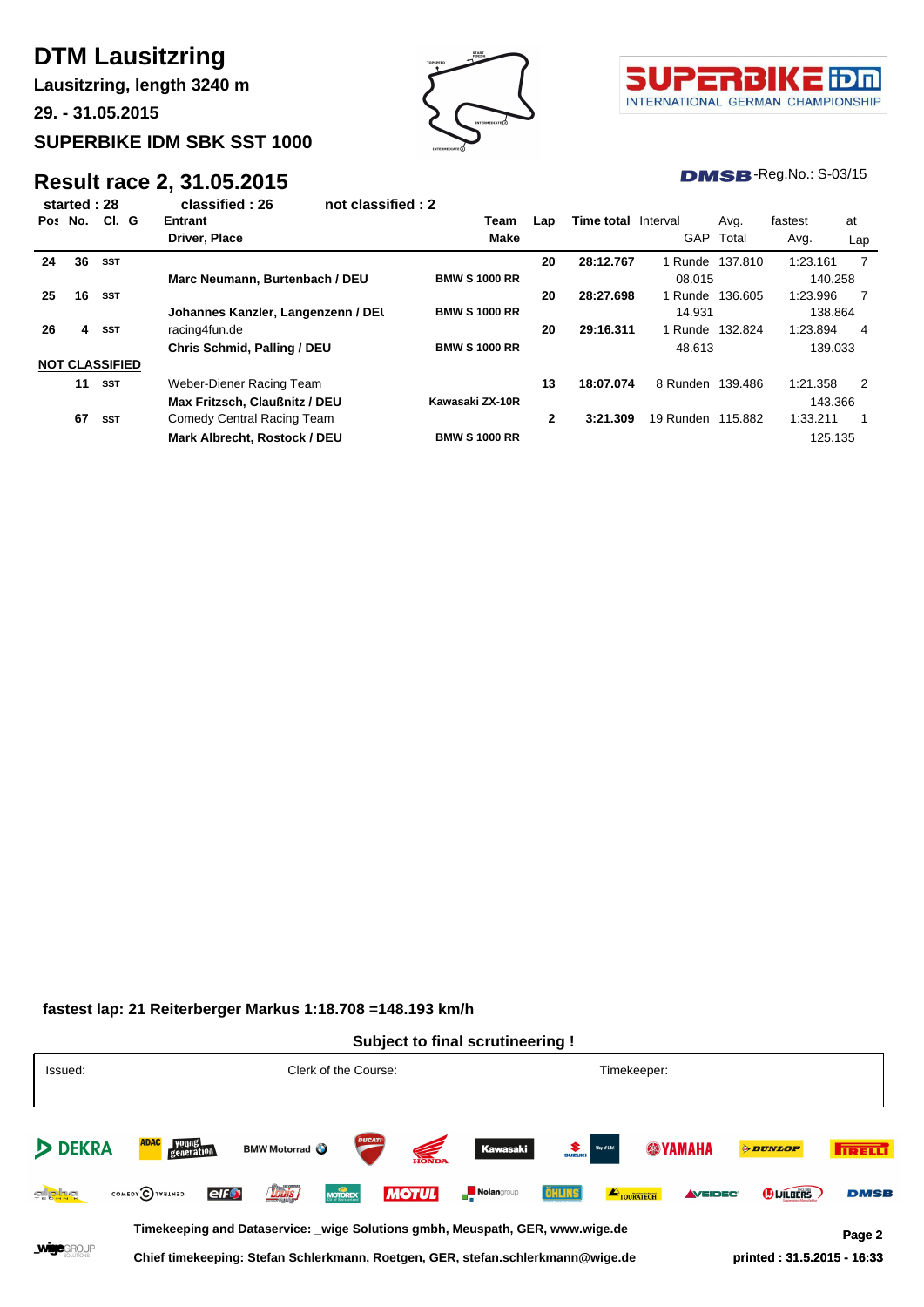# DTM Lausitzring

**Lausitzring, length 3240 m**

**29. - 31.05.2015**

**SUPERBIKE IDM SBK SST 1000**

DMSB-Reg.No.: S-03/15

## Result race 2, 31.05.2015

**started : 28** **classified : 26** **not classified : 2**

| Pos | No. | Cl. | G | Entrant / Driver, Place | Team / Make | Lap | Time total | Interval / GAP | Avg. Total | fastest Avg. | at Lap |
|---|---|---|---|---|---|---|---|---|---|---|---|
| 24 | 36 | SST | | | | 20 | 28:12.767 | 1 Runde | 137.810 | 1:23.161 | 7 |
| | | | | **Marc Neumann, Burtenbach / DEU** | **BMW S 1000 RR** | | | 08.015 | | 140.258 | |
| 25 | 16 | SST | | | | 20 | 28:27.698 | 1 Runde | 136.605 | 1:23.996 | 7 |
| | | | | **Johannes Kanzler, Langenzenn / DEU** | **BMW S 1000 RR** | | | 14.931 | | 138.864 | |
| 26 | 4 | SST | | racing4fun.de | | 20 | 29:16.311 | 1 Runde | 132.824 | 1:23.894 | 4 |
| | | | | **Chris Schmid, Palling / DEU** | **BMW S 1000 RR** | | | 48.613 | | 139.033 | |
| **NOT CLASSIFIED** | | | | | | | | | | | |
| | 11 | SST | | Weber-Diener Racing Team | | 13 | 18:07.074 | 8 Runden | 139.486 | 1:21.358 | 2 |
| | | | | **Max Fritzsch, Claußnitz / DEU** | **Kawasaki ZX-10R** | | | | | 143.366 | |
| | 67 | SST | | Comedy Central Racing Team | | 2 | 3:21.309 | 19 Runden | 115.882 | 1:33.211 | 1 |
| | | | | **Mark Albrecht, Rostock / DEU** | **BMW S 1000 RR** | | | | | 125.135 | |

**fastest lap: 21 Reiterberger Markus 1:18.708 =148.193 km/h**

**Subject to final scrutineering !**

| Issued: | Clerk of the Course: | Timekeeper: |
|---|---|---|

**Timekeeping and Dataservice: _wige Solutions gmbh, Meuspath, GER, www.wige.de**

**Chief timekeeping: Stefan Schlerkmann, Roetgen, GER, stefan.schlerkmann@wige.de**

**printed : 31.5.2015 - 16:33**